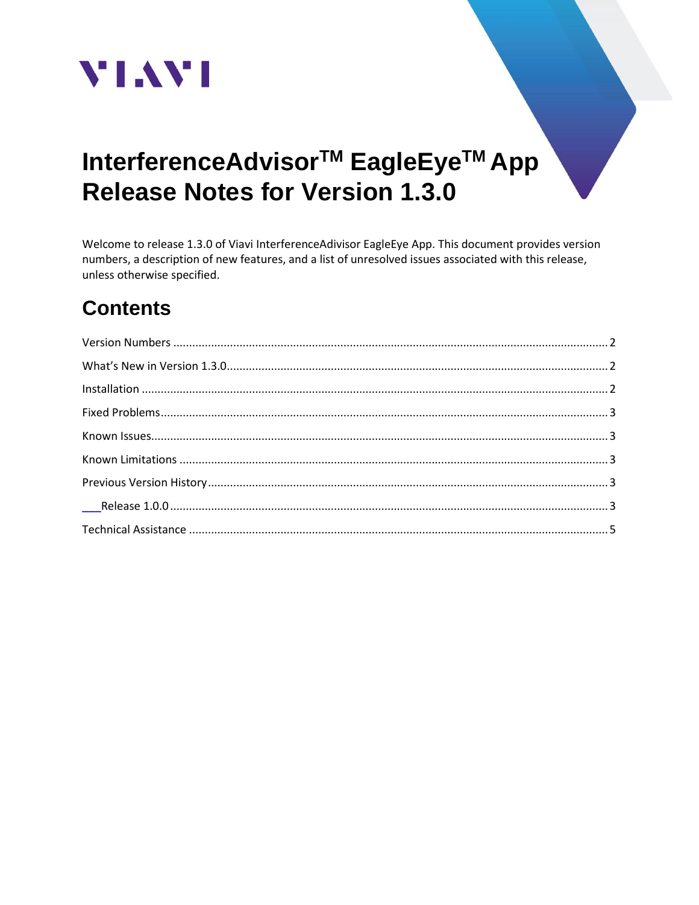VIAVI

# InterferenceAdvisor™ EagleEye™ App Release Notes for Version 1.3.0

Welcome to release 1.3.0 of Viavi InterferenceAdivisor EagleEye App. This document provides version numbers, a description of new features, and a list of unresolved issues associated with this release, unless otherwise specified.

## Contents

Version Numbers ........................................................................ 2

What's New in Version 1.3.0........................................................................ 2

Installation ........................................................................ 2

Fixed Problems........................................................................ 3

Known Issues........................................................................ 3

Known Limitations ........................................................................ 3

Previous Version History........................................................................ 3

Release 1.0.0 ........................................................................ 3

Technical Assistance ........................................................................ 5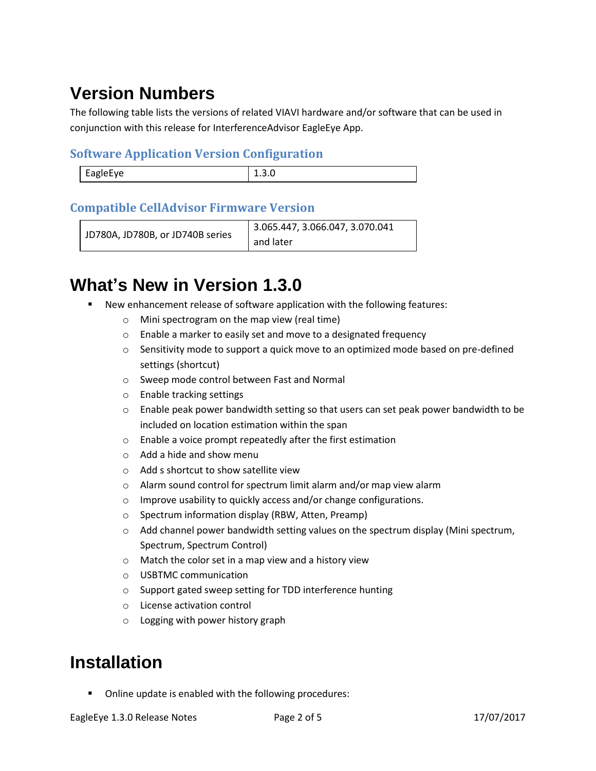# Version Numbers

The following table lists the versions of related VIAVI hardware and/or software that can be used in conjunction with this release for InterferenceAdvisor EagleEye App.

### Software Application Version Configuration

| EagleEye | 1.3.0 |
|---|---|

### Compatible CellAdvisor Firmware Version

| JD780A, JD780B, or JD740B series | 3.065.447, 3.066.047, 3.070.041 and later |
|---|---|

# What's New in Version 1.3.0

- New enhancement release of software application with the following features:
  - Mini spectrogram on the map view (real time)
  - Enable a marker to easily set and move to a designated frequency
  - Sensitivity mode to support a quick move to an optimized mode based on pre-defined settings (shortcut)
  - Sweep mode control between Fast and Normal
  - Enable tracking settings
  - Enable peak power bandwidth setting so that users can set peak power bandwidth to be included on location estimation within the span
  - Enable a voice prompt repeatedly after the first estimation
  - Add a hide and show menu
  - Add s shortcut to show satellite view
  - Alarm sound control for spectrum limit alarm and/or map view alarm
  - Improve usability to quickly access and/or change configurations.
  - Spectrum information display (RBW, Atten, Preamp)
  - Add channel power bandwidth setting values on the spectrum display (Mini spectrum, Spectrum, Spectrum Control)
  - Match the color set in a map view and a history view
  - USBTMC communication
  - Support gated sweep setting for TDD interference hunting
  - License activation control
  - Logging with power history graph

# Installation

- Online update is enabled with the following procedures: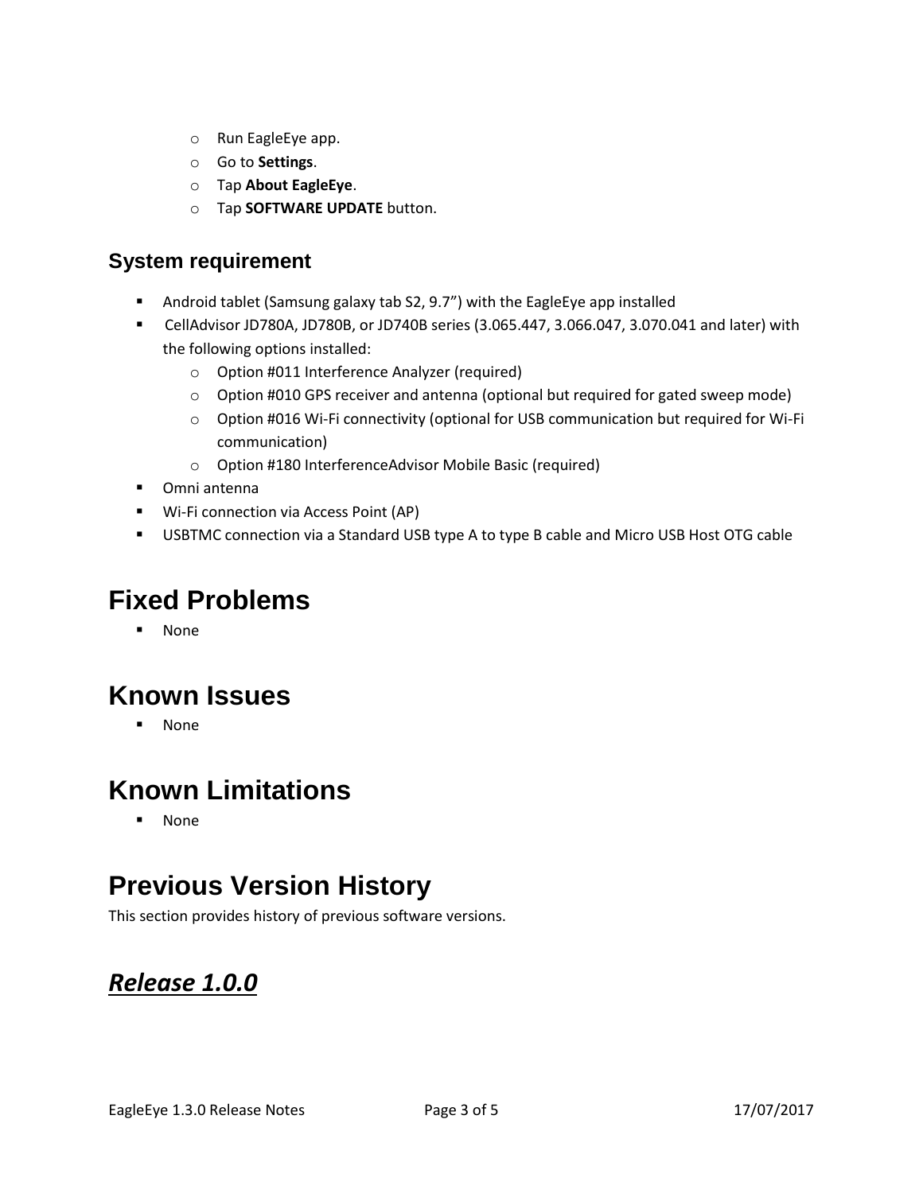- Run EagleEye app.
- Go to **Settings**.
- Tap **About EagleEye**.
- Tap **SOFTWARE UPDATE** button.

### System requirement

- Android tablet (Samsung galaxy tab S2, 9.7") with the EagleEye app installed
- CellAdvisor JD780A, JD780B, or JD740B series (3.065.447, 3.066.047, 3.070.041 and later) with the following options installed:
  - Option #011 Interference Analyzer (required)
  - Option #010 GPS receiver and antenna (optional but required for gated sweep mode)
  - Option #016 Wi-Fi connectivity (optional for USB communication but required for Wi-Fi communication)
  - Option #180 InterferenceAdvisor Mobile Basic (required)
- Omni antenna
- Wi-Fi connection via Access Point (AP)
- USBTMC connection via a Standard USB type A to type B cable and Micro USB Host OTG cable

## Fixed Problems

- None

## Known Issues

- None

## Known Limitations

- None

## Previous Version History

This section provides history of previous software versions.

### ***Release 1.0.0***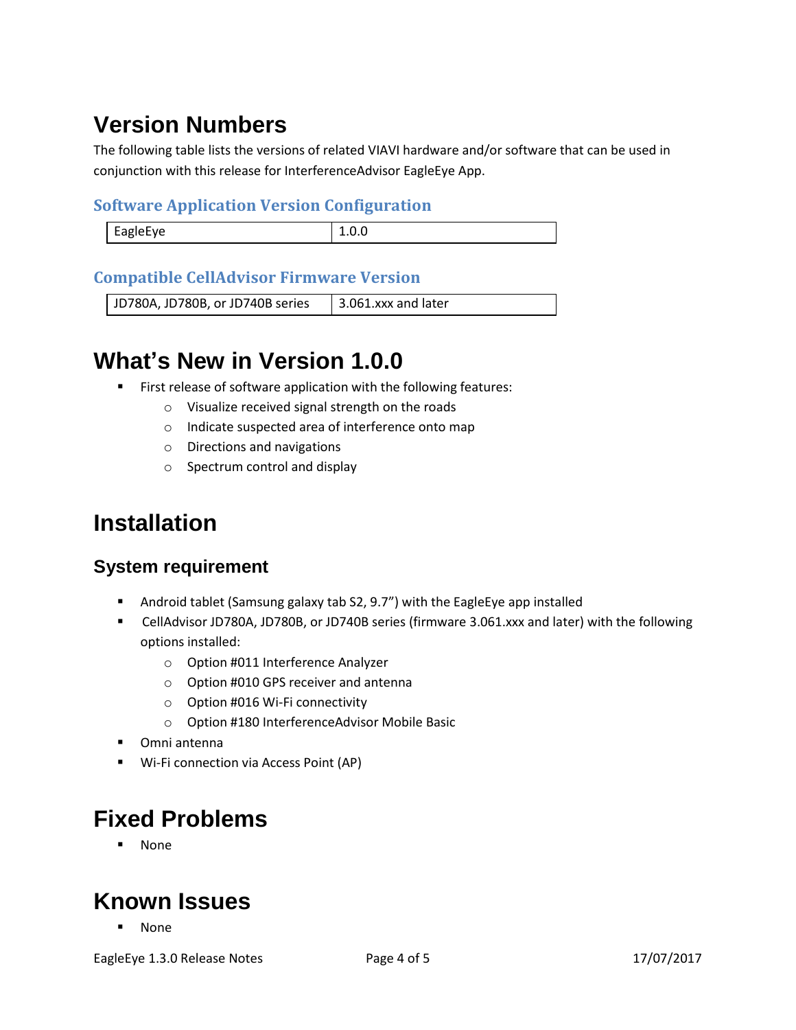# Version Numbers

The following table lists the versions of related VIAVI hardware and/or software that can be used in conjunction with this release for InterferenceAdvisor EagleEye App.

### Software Application Version Configuration

| EagleEye | 1.0.0 |
| --- | --- |

### Compatible CellAdvisor Firmware Version

| JD780A, JD780B, or JD740B series | 3.061.xxx and later |
| --- | --- |

# What's New in Version 1.0.0

- First release of software application with the following features:
  - Visualize received signal strength on the roads
  - Indicate suspected area of interference onto map
  - Directions and navigations
  - Spectrum control and display

# Installation

## System requirement

- Android tablet (Samsung galaxy tab S2, 9.7") with the EagleEye app installed
- CellAdvisor JD780A, JD780B, or JD740B series (firmware 3.061.xxx and later) with the following options installed:
  - Option #011 Interference Analyzer
  - Option #010 GPS receiver and antenna
  - Option #016 Wi-Fi connectivity
  - Option #180 InterferenceAdvisor Mobile Basic
- Omni antenna
- Wi-Fi connection via Access Point (AP)

# Fixed Problems

- None

# Known Issues

- None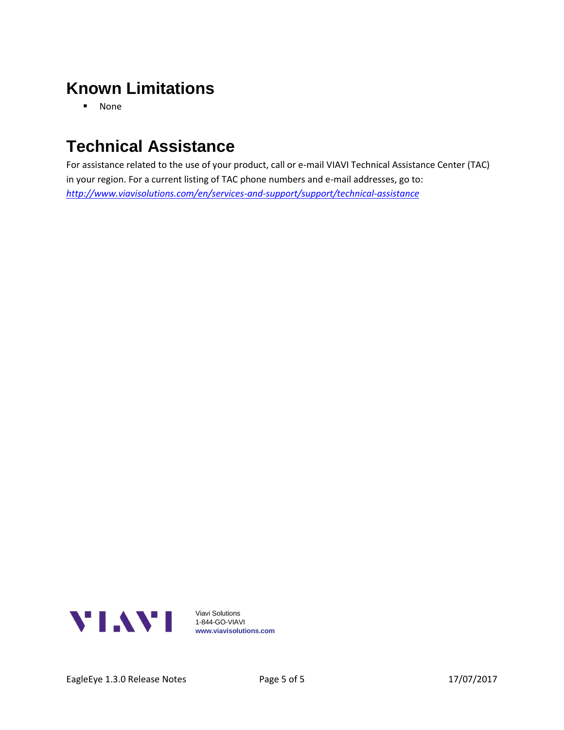## Known Limitations

- None

## Technical Assistance

For assistance related to the use of your product, call or e-mail VIAVI Technical Assistance Center (TAC) in your region. For a current listing of TAC phone numbers and e-mail addresses, go to: *http://www.viavisolutions.com/en/services-and-support/support/technical-assistance*

Viavi Solutions
1-844-GO-VIAVI
**www.viavisolutions.com**